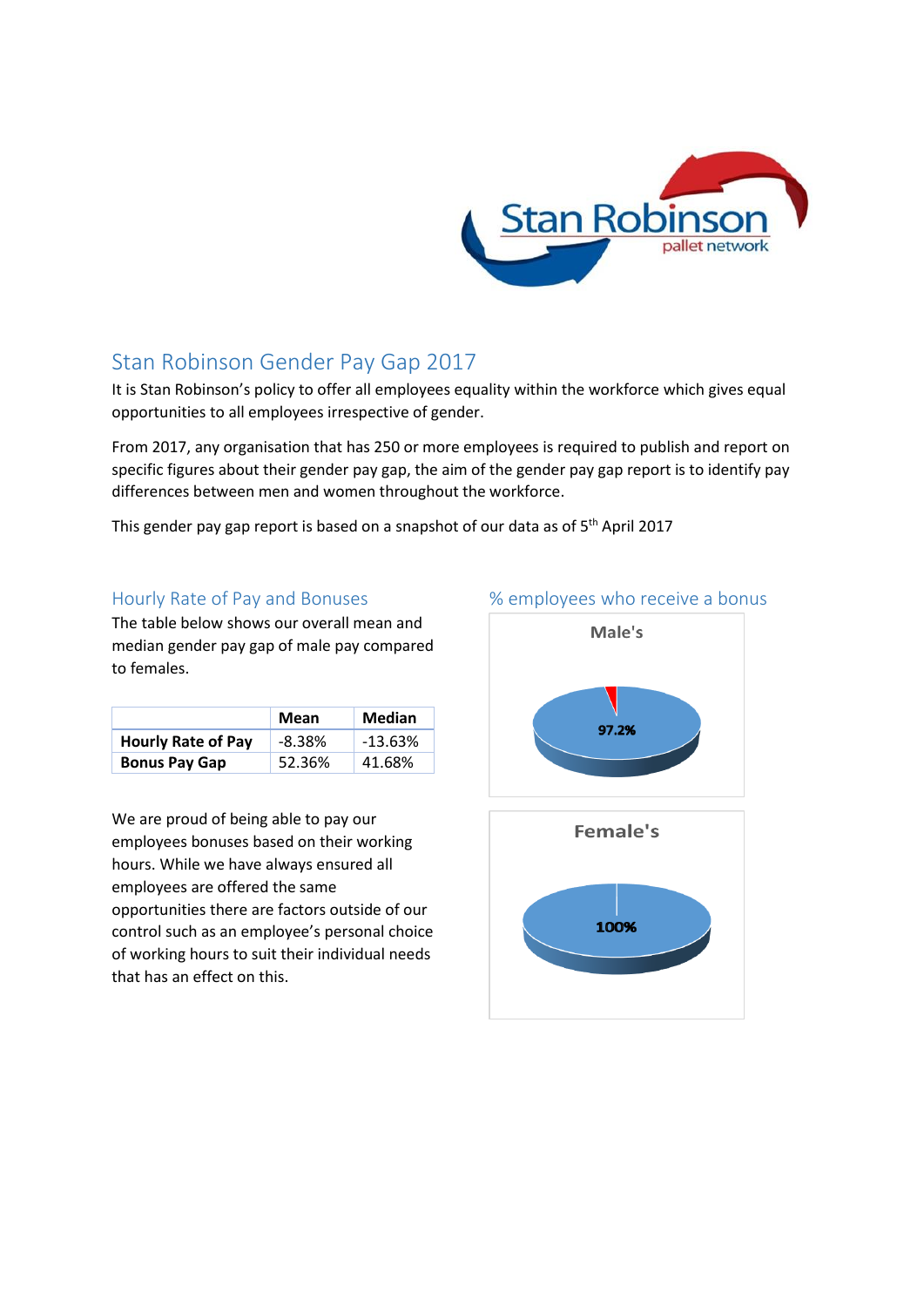# Stan Robinson Gender Pay Gap 2017

It is Stan Robinson's policy to offer all employees equality within the workforce which gives equal opportunities to all employees irrespective of gender.

From 2017, any organisation that has 250 or more employees is required to publish and report on specific figures about their gender pay gap, the aim of the gender pay gap report is to identify pay differences between men and women throughout the workforce.

This gender pay gap report is based on a snapshot of our data as of 5th April 2017

## Hourly Rate of Pay and Bonuses

The table below shows our overall mean and median gender pay gap of male pay compared to females.

| | Mean | Median |
|---|---|---|
| **Hourly Rate of Pay** | -8.38% | -13.63% |
| **Bonus Pay Gap** | 52.36% | 41.68% |

We are proud of being able to pay our employees bonuses based on their working hours. While we have always ensured all employees are offered the same opportunities there are factors outside of our control such as an employee's personal choice of working hours to suit their individual needs that has an effect on this.

## % employees who receive a bonus

**Male's**

97.2%

**Female's**

100%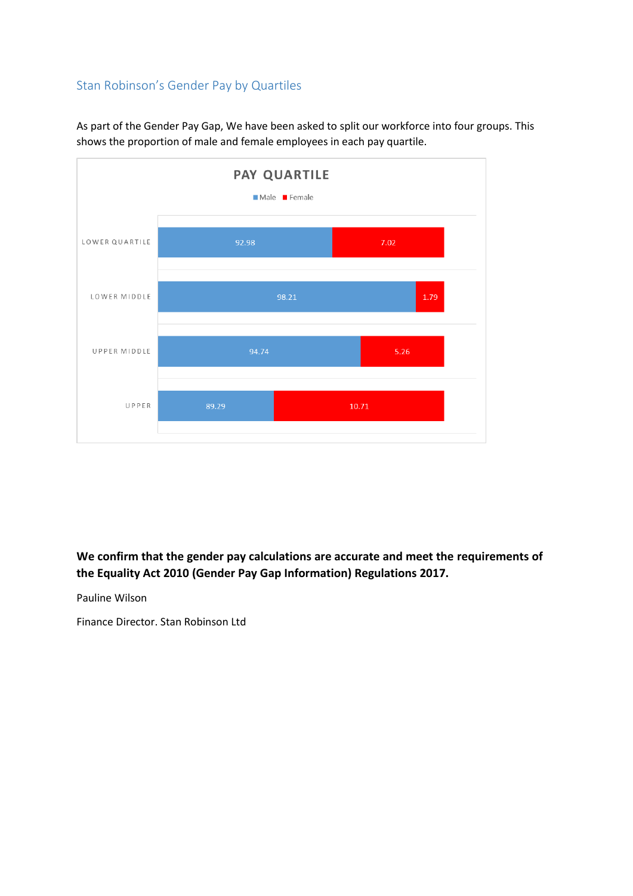## Stan Robinson's Gender Pay by Quartiles

As part of the Gender Pay Gap, We have been asked to split our workforce into four groups. This shows the proportion of male and female employees in each pay quartile.

PAY QUARTILE

Male Female

LOWER QUARTILE 92.98 7.02

LOWER MIDDLE 98.21 1.79

UPPER MIDDLE 94.74 5.26

UPPER 89.29 10.71

**We confirm that the gender pay calculations are accurate and meet the requirements of the Equality Act 2010 (Gender Pay Gap Information) Regulations 2017.**

Pauline Wilson

Finance Director. Stan Robinson Ltd